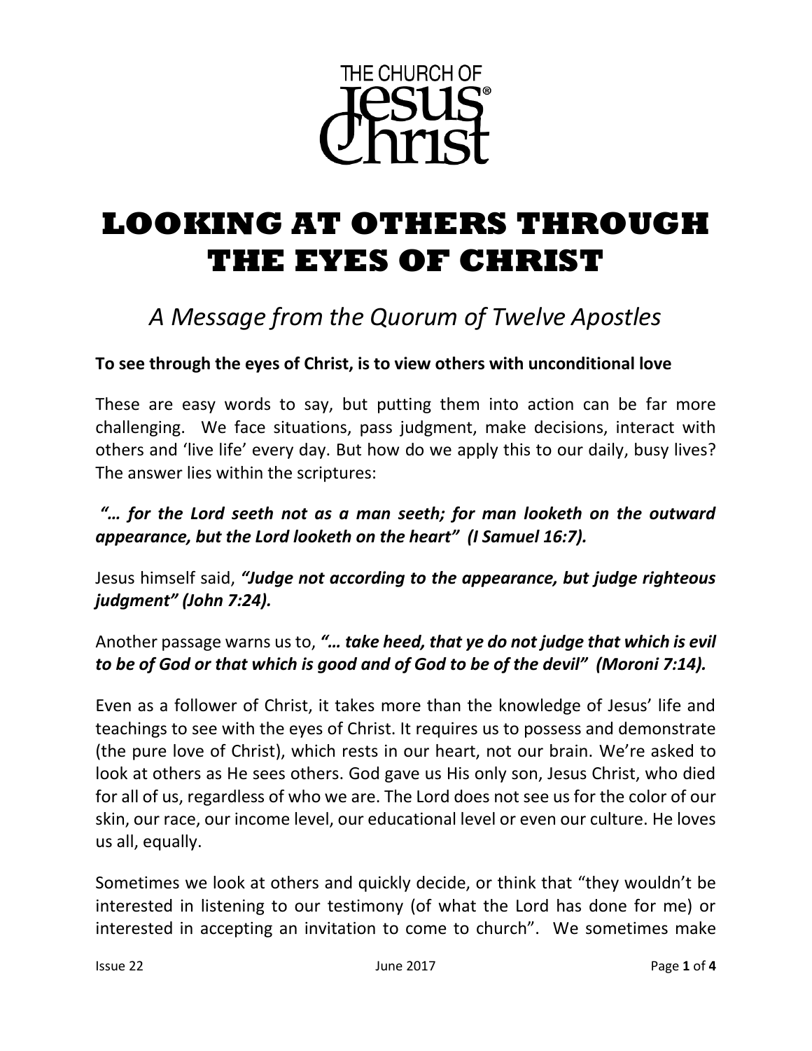THE CHURCH OF Jesus Christ®

# LOOKING AT OTHERS THROUGH THE EYES OF CHRIST

## *A Message from the Quorum of Twelve Apostles*

**To see through the eyes of Christ, is to view others with unconditional love**

These are easy words to say, but putting them into action can be far more challenging. We face situations, pass judgment, make decisions, interact with others and 'live life' every day. But how do we apply this to our daily, busy lives? The answer lies within the scriptures:

***"… for the Lord seeth not as a man seeth; for man looketh on the outward appearance, but the Lord looketh on the heart" (I Samuel 16:7).***

Jesus himself said, ***"Judge not according to the appearance, but judge righteous judgment" (John 7:24).***

Another passage warns us to, ***"… take heed, that ye do not judge that which is evil to be of God or that which is good and of God to be of the devil" (Moroni 7:14).***

Even as a follower of Christ, it takes more than the knowledge of Jesus' life and teachings to see with the eyes of Christ. It requires us to possess and demonstrate (the pure love of Christ), which rests in our heart, not our brain. We're asked to look at others as He sees others. God gave us His only son, Jesus Christ, who died for all of us, regardless of who we are. The Lord does not see us for the color of our skin, our race, our income level, our educational level or even our culture. He loves us all, equally.

Sometimes we look at others and quickly decide, or think that "they wouldn't be interested in listening to our testimony (of what the Lord has done for me) or interested in accepting an invitation to come to church". We sometimes make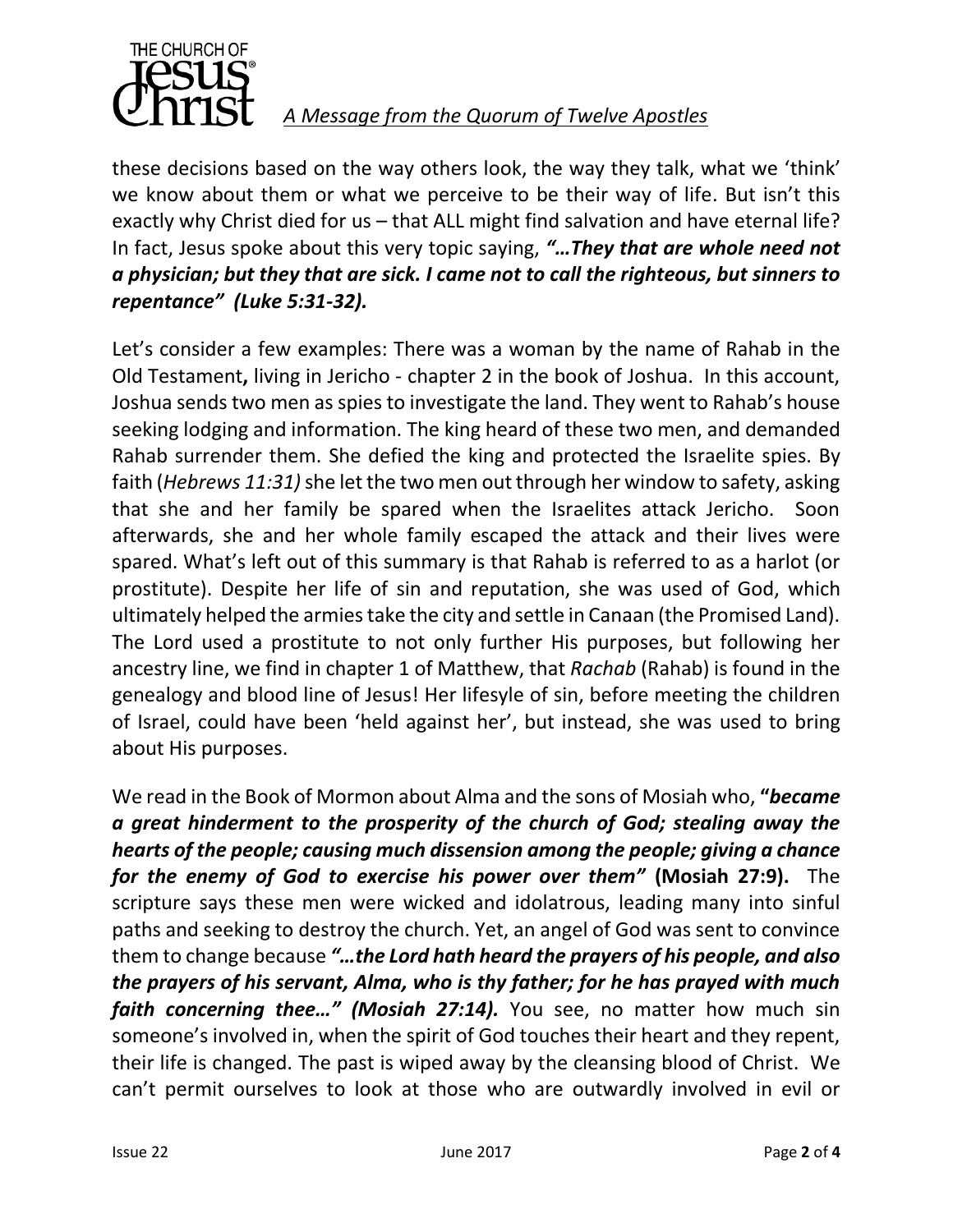these decisions based on the way others look, the way they talk, what we 'think' we know about them or what we perceive to be their way of life. But isn't this exactly why Christ died for us – that ALL might find salvation and have eternal life? In fact, Jesus spoke about this very topic saying, ***"…They that are whole need not a physician; but they that are sick. I came not to call the righteous, but sinners to repentance" (Luke 5:31-32).***

Let's consider a few examples: There was a woman by the name of Rahab in the Old Testament**,** living in Jericho - chapter 2 in the book of Joshua. In this account, Joshua sends two men as spies to investigate the land. They went to Rahab's house seeking lodging and information. The king heard of these two men, and demanded Rahab surrender them. She defied the king and protected the Israelite spies. By faith (*Hebrews 11:31)* she let the two men out through her window to safety, asking that she and her family be spared when the Israelites attack Jericho. Soon afterwards, she and her whole family escaped the attack and their lives were spared. What's left out of this summary is that Rahab is referred to as a harlot (or prostitute). Despite her life of sin and reputation, she was used of God, which ultimately helped the armies take the city and settle in Canaan (the Promised Land). The Lord used a prostitute to not only further His purposes, but following her ancestry line, we find in chapter 1 of Matthew, that *Rachab* (Rahab) is found in the genealogy and blood line of Jesus! Her lifesyle of sin, before meeting the children of Israel, could have been 'held against her', but instead, she was used to bring about His purposes.

We read in the Book of Mormon about Alma and the sons of Mosiah who, **"*became a great hinderment to the prosperity of the church of God; stealing away the hearts of the people; causing much dissension among the people; giving a chance for the enemy of God to exercise his power over them"* (Mosiah 27:9).** The scripture says these men were wicked and idolatrous, leading many into sinful paths and seeking to destroy the church. Yet, an angel of God was sent to convince them to change because ***"…the Lord hath heard the prayers of his people, and also the prayers of his servant, Alma, who is thy father; for he has prayed with much faith concerning thee…" (Mosiah 27:14).*** You see, no matter how much sin someone's involved in, when the spirit of God touches their heart and they repent, their life is changed. The past is wiped away by the cleansing blood of Christ. We can't permit ourselves to look at those who are outwardly involved in evil or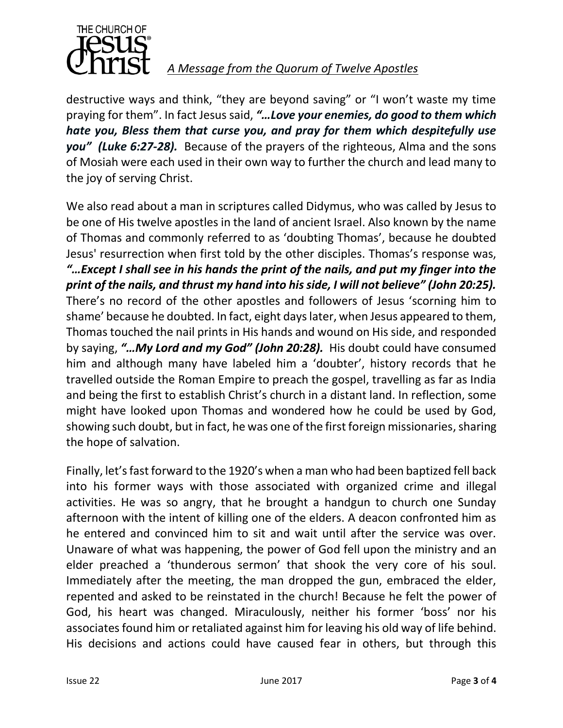destructive ways and think, “they are beyond saving” or “I won’t waste my time praying for them”. In fact Jesus said, ***“…Love your enemies, do good to them which hate you, Bless them that curse you, and pray for them which despitefully use you” (Luke 6:27-28).*** Because of the prayers of the righteous, Alma and the sons of Mosiah were each used in their own way to further the church and lead many to the joy of serving Christ.

We also read about a man in scriptures called Didymus, who was called by Jesus to be one of His twelve apostles in the land of ancient Israel. Also known by the name of Thomas and commonly referred to as ‘doubting Thomas’, because he doubted Jesus' resurrection when first told by the other disciples. Thomas’s response was, ***“…Except I shall see in his hands the print of the nails, and put my finger into the print of the nails, and thrust my hand into his side, I will not believe” (John 20:25).*** There’s no record of the other apostles and followers of Jesus ‘scorning him to shame’ because he doubted. In fact, eight days later, when Jesus appeared to them, Thomas touched the nail prints in His hands and wound on His side, and responded by saying, ***“…My Lord and my God” (John 20:28).*** His doubt could have consumed him and although many have labeled him a ‘doubter’, history records that he travelled outside the Roman Empire to preach the gospel, travelling as far as India and being the first to establish Christ’s church in a distant land. In reflection, some might have looked upon Thomas and wondered how he could be used by God, showing such doubt, but in fact, he was one of the first foreign missionaries, sharing the hope of salvation.

Finally, let’s fast forward to the 1920’s when a man who had been baptized fell back into his former ways with those associated with organized crime and illegal activities. He was so angry, that he brought a handgun to church one Sunday afternoon with the intent of killing one of the elders. A deacon confronted him as he entered and convinced him to sit and wait until after the service was over. Unaware of what was happening, the power of God fell upon the ministry and an elder preached a ‘thunderous sermon’ that shook the very core of his soul. Immediately after the meeting, the man dropped the gun, embraced the elder, repented and asked to be reinstated in the church! Because he felt the power of God, his heart was changed. Miraculously, neither his former ‘boss’ nor his associates found him or retaliated against him for leaving his old way of life behind. His decisions and actions could have caused fear in others, but through this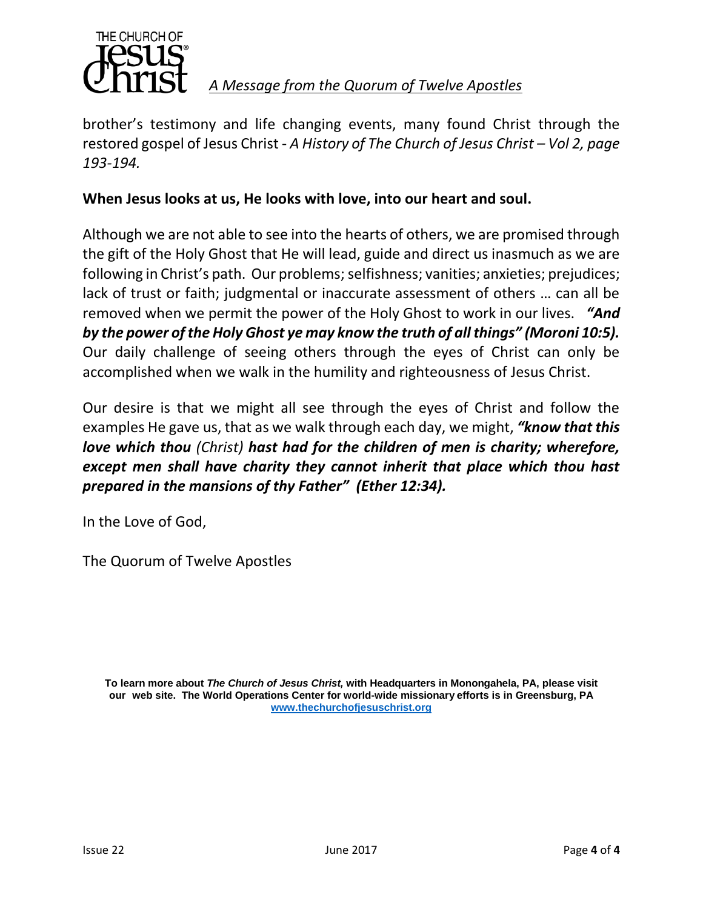brother's testimony and life changing events, many found Christ through the restored gospel of Jesus Christ - *A History of The Church of Jesus Christ – Vol 2, page 193-194.*

**When Jesus looks at us, He looks with love, into our heart and soul.**

Although we are not able to see into the hearts of others, we are promised through the gift of the Holy Ghost that He will lead, guide and direct us inasmuch as we are following in Christ's path. Our problems; selfishness; vanities; anxieties; prejudices; lack of trust or faith; judgmental or inaccurate assessment of others … can all be removed when we permit the power of the Holy Ghost to work in our lives. ***"And by the power of the Holy Ghost ye may know the truth of all things" (Moroni 10:5).*** Our daily challenge of seeing others through the eyes of Christ can only be accomplished when we walk in the humility and righteousness of Jesus Christ.

Our desire is that we might all see through the eyes of Christ and follow the examples He gave us, that as we walk through each day, we might, ***"know that this love which thou*** *(Christ)* ***hast had for the children of men is charity; wherefore, except men shall have charity they cannot inherit that place which thou hast prepared in the mansions of thy Father" (Ether 12:34).***

In the Love of God,

The Quorum of Twelve Apostles

**To learn more about *The Church of Jesus Christ,* with Headquarters in Monongahela, PA, please visit our web site. The World Operations Center for world-wide missionary efforts is in Greensburg, PA [www.thechurchofjesuschrist.org](www.thechurchofjesuschrist.org)**

Issue 22 June 2017